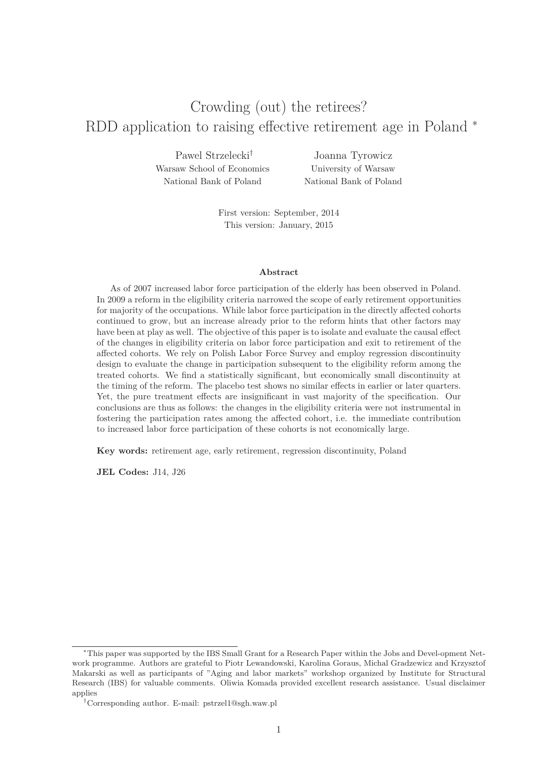# Crowding (out) the retirees?
# RDD application to raising effective retirement age in Poland [*]

Pawel Strzelecki[†]
Warsaw School of Economics
National Bank of Poland

Joanna Tyrowicz
University of Warsaw
National Bank of Poland

First version: September, 2014
This version: January, 2015

**Abstract**

As of 2007 increased labor force participation of the elderly has been observed in Poland. In 2009 a reform in the eligibility criteria narrowed the scope of early retirement opportunities for majority of the occupations. While labor force participation in the directly affected cohorts continued to grow, but an increase already prior to the reform hints that other factors may have been at play as well. The objective of this paper is to isolate and evaluate the causal effect of the changes in eligibility criteria on labor force participation and exit to retirement of the affected cohorts. We rely on Polish Labor Force Survey and employ regression discontinuity design to evaluate the change in participation subsequent to the eligibility reform among the treated cohorts. We find a statistically significant, but economically small discontinuity at the timing of the reform. The placebo test shows no similar effects in earlier or later quarters. Yet, the pure treatment effects are insignificant in vast majority of the specification. Our conclusions are thus as follows: the changes in the eligibility criteria were not instrumental in fostering the participation rates among the affected cohort, i.e. the immediate contribution to increased labor force participation of these cohorts is not economically large.

**Key words:** retirement age, early retirement, regression discontinuity, Poland

**JEL Codes:** J14, J26

---

[*] This paper was supported by the IBS Small Grant for a Research Paper within the Jobs and Devel-opment Network programme. Authors are grateful to Piotr Lewandowski, Karolina Goraus, Michal Gradzewicz and Krzysztof Makarski as well as participants of "Aging and labor markets" workshop organized by Institute for Structural Research (IBS) for valuable comments. Oliwia Komada provided excellent research assistance. Usual disclaimer applies

[†] Corresponding author. E-mail: pstrzel1@sgh.waw.pl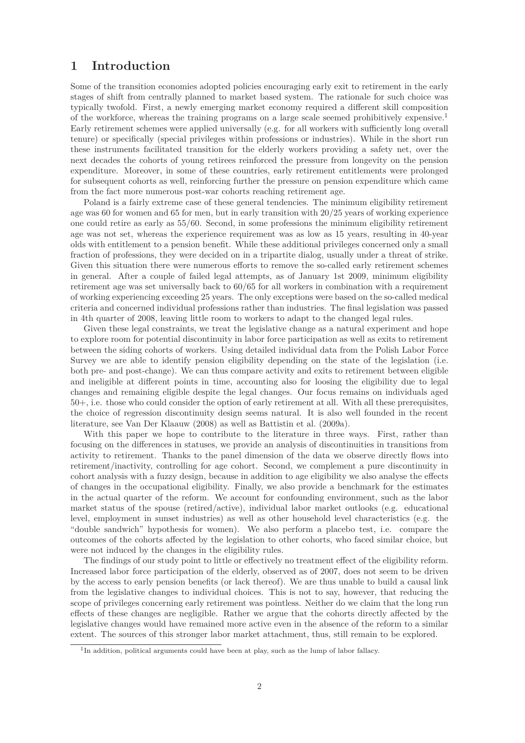# 1 Introduction

Some of the transition economies adopted policies encouraging early exit to retirement in the early stages of shift from centrally planned to market based system. The rationale for such choice was typically twofold. First, a newly emerging market economy required a different skill composition of the workforce, whereas the training programs on a large scale seemed prohibitively expensive.[1] Early retirement schemes were applied universally (e.g. for all workers with sufficiently long overall tenure) or specifically (special privileges within professions or industries). While in the short run these instruments facilitated transition for the elderly workers providing a safety net, over the next decades the cohorts of young retirees reinforced the pressure from longevity on the pension expenditure. Moreover, in some of these countries, early retirement entitlements were prolonged for subsequent cohorts as well, reinforcing further the pressure on pension expenditure which came from the fact more numerous post-war cohorts reaching retirement age.

Poland is a fairly extreme case of these general tendencies. The minimum eligibility retirement age was 60 for women and 65 for men, but in early transition with 20/25 years of working experience one could retire as early as 55/60. Second, in some professions the minimum eligibility retirement age was not set, whereas the experience requirement was as low as 15 years, resulting in 40-year olds with entitlement to a pension benefit. While these additional privileges concerned only a small fraction of professions, they were decided on in a tripartite dialog, usually under a threat of strike. Given this situation there were numerous efforts to remove the so-called early retirement schemes in general. After a couple of failed legal attempts, as of January 1st 2009, minimum eligibility retirement age was set universally back to 60/65 for all workers in combination with a requirement of working experiencing exceeding 25 years. The only exceptions were based on the so-called medical criteria and concerned individual professions rather than industries. The final legislation was passed in 4th quarter of 2008, leaving little room to workers to adapt to the changed legal rules.

Given these legal constraints, we treat the legislative change as a natural experiment and hope to explore room for potential discontinuity in labor force participation as well as exits to retirement between the siding cohorts of workers. Using detailed individual data from the Polish Labor Force Survey we are able to identify pension eligibility depending on the state of the legislation (i.e. both pre- and post-change). We can thus compare activity and exits to retirement between eligible and ineligible at different points in time, accounting also for loosing the eligibility due to legal changes and remaining eligible despite the legal changes. Our focus remains on individuals aged 50+, i.e. those who could consider the option of early retirement at all. With all these prerequisites, the choice of regression discontinuity design seems natural. It is also well founded in the recent literature, see Van Der Klaauw (2008) as well as Battistin et al. (2009a).

With this paper we hope to contribute to the literature in three ways. First, rather than focusing on the differences in statuses, we provide an analysis of discontinuities in transitions from activity to retirement. Thanks to the panel dimension of the data we observe directly flows into retirement/inactivity, controlling for age cohort. Second, we complement a pure discontinuity in cohort analysis with a fuzzy design, because in addition to age eligibility we also analyse the effects of changes in the occupational eligibility. Finally, we also provide a benchmark for the estimates in the actual quarter of the reform. We account for confounding environment, such as the labor market status of the spouse (retired/active), individual labor market outlooks (e.g. educational level, employment in sunset industries) as well as other household level characteristics (e.g. the "double sandwich" hypothesis for women). We also perform a placebo test, i.e. compare the outcomes of the cohorts affected by the legislation to other cohorts, who faced similar choice, but were not induced by the changes in the eligibility rules.

The findings of our study point to little or effectively no treatment effect of the eligibility reform. Increased labor force participation of the elderly, observed as of 2007, does not seem to be driven by the access to early pension benefits (or lack thereof). We are thus unable to build a causal link from the legislative changes to individual choices. This is not to say, however, that reducing the scope of privileges concerning early retirement was pointless. Neither do we claim that the long run effects of these changes are negligible. Rather we argue that the cohorts directly affected by the legislative changes would have remained more active even in the absence of the reform to a similar extent. The sources of this stronger labor market attachment, thus, still remain to be explored.

[1] In addition, political arguments could have been at play, such as the lump of labor fallacy.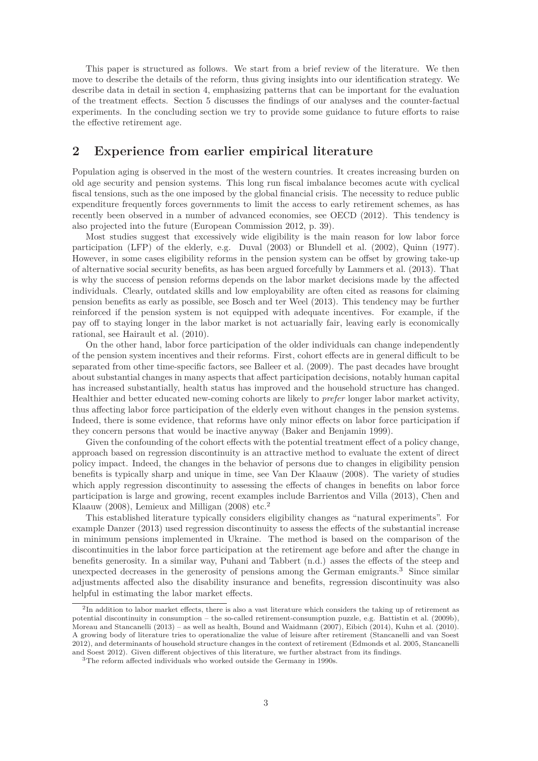This paper is structured as follows. We start from a brief review of the literature. We then move to describe the details of the reform, thus giving insights into our identification strategy. We describe data in detail in section 4, emphasizing patterns that can be important for the evaluation of the treatment effects. Section 5 discusses the findings of our analyses and the counter-factual experiments. In the concluding section we try to provide some guidance to future efforts to raise the effective retirement age.

## 2 Experience from earlier empirical literature

Population aging is observed in the most of the western countries. It creates increasing burden on old age security and pension systems. This long run fiscal imbalance becomes acute with cyclical fiscal tensions, such as the one imposed by the global financial crisis. The necessity to reduce public expenditure frequently forces governments to limit the access to early retirement schemes, as has recently been observed in a number of advanced economies, see OECD (2012). This tendency is also projected into the future (European Commission 2012, p. 39).

Most studies suggest that excessively wide eligibility is the main reason for low labor force participation (LFP) of the elderly, e.g. Duval (2003) or Blundell et al. (2002), Quinn (1977). However, in some cases eligibility reforms in the pension system can be offset by growing take-up of alternative social security benefits, as has been argued forcefully by Lammers et al. (2013). That is why the success of pension reforms depends on the labor market decisions made by the affected individuals. Clearly, outdated skills and low employability are often cited as reasons for claiming pension benefits as early as possible, see Bosch and ter Weel (2013). This tendency may be further reinforced if the pension system is not equipped with adequate incentives. For example, if the pay off to staying longer in the labor market is not actuarially fair, leaving early is economically rational, see Hairault et al. (2010).

On the other hand, labor force participation of the older individuals can change independently of the pension system incentives and their reforms. First, cohort effects are in general difficult to be separated from other time-specific factors, see Balleer et al. (2009). The past decades have brought about substantial changes in many aspects that affect participation decisions, notably human capital has increased substantially, health status has improved and the household structure has changed. Healthier and better educated new-coming cohorts are likely to *prefer* longer labor market activity, thus affecting labor force participation of the elderly even without changes in the pension systems. Indeed, there is some evidence, that reforms have only minor effects on labor force participation if they concern persons that would be inactive anyway (Baker and Benjamin 1999).

Given the confounding of the cohort effects with the potential treatment effect of a policy change, approach based on regression discontinuity is an attractive method to evaluate the extent of direct policy impact. Indeed, the changes in the behavior of persons due to changes in eligibility pension benefits is typically sharp and unique in time, see Van Der Klaauw (2008). The variety of studies which apply regression discontinuity to assessing the effects of changes in benefits on labor force participation is large and growing, recent examples include Barrientos and Villa (2013), Chen and Klaauw (2008), Lemieux and Milligan (2008) etc.[2]

This established literature typically considers eligibility changes as "natural experiments". For example Danzer (2013) used regression discontinuity to assess the effects of the substantial increase in minimum pensions implemented in Ukraine. The method is based on the comparison of the discontinuities in the labor force participation at the retirement age before and after the change in benefits generosity. In a similar way, Puhani and Tabbert (n.d.) asses the effects of the steep and unexpected decreases in the generosity of pensions among the German emigrants.[3] Since similar adjustments affected also the disability insurance and benefits, regression discontinuity was also helpful in estimating the labor market effects.

[2]In addition to labor market effects, there is also a vast literature which considers the taking up of retirement as potential discontinuity in consumption – the so-called retirement-consumption puzzle, e.g. Battistin et al. (2009b), Moreau and Stancanelli (2013) – as well as health, Bound and Waidmann (2007), Eibich (2014), Kuhn et al. (2010). A growing body of literature tries to operationalize the value of leisure after retirement (Stancanelli and van Soest 2012), and determinants of household structure changes in the context of retirement (Edmonds et al. 2005, Stancanelli and Soest 2012). Given different objectives of this literature, we further abstract from its findings.

[3]The reform affected individuals who worked outside the Germany in 1990s.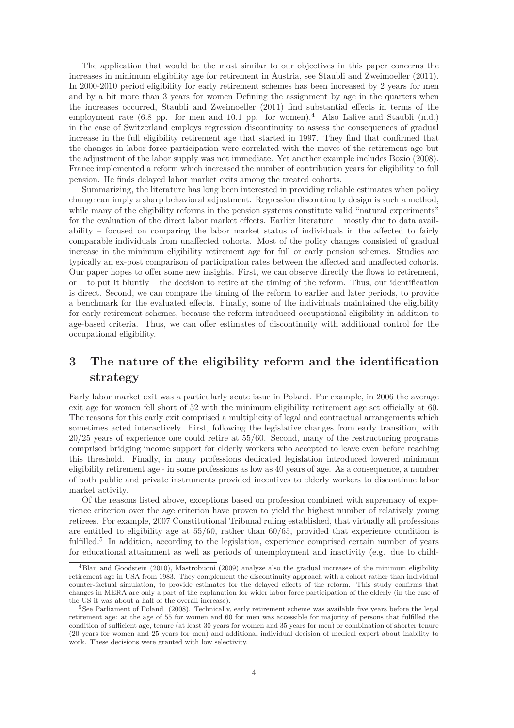The application that would be the most similar to our objectives in this paper concerns the increases in minimum eligibility age for retirement in Austria, see Staubli and Zweimoeller (2011). In 2000-2010 period eligibility for early retirement schemes has been increased by 2 years for men and by a bit more than 3 years for women Defining the assignment by age in the quarters when the increases occurred, Staubli and Zweimoeller (2011) find substantial effects in terms of the employment rate (6.8 pp. for men and 10.1 pp. for women).[4] Also Lalive and Staubli (n.d.) in the case of Switzerland employs regression discontinuity to assess the consequences of gradual increase in the full eligibility retirement age that started in 1997. They find that confirmed that the changes in labor force participation were correlated with the moves of the retirement age but the adjustment of the labor supply was not immediate. Yet another example includes Bozio (2008). France implemented a reform which increased the number of contribution years for eligibility to full pension. He finds delayed labor market exits among the treated cohorts.

Summarizing, the literature has long been interested in providing reliable estimates when policy change can imply a sharp behavioral adjustment. Regression discontinuity design is such a method, while many of the eligibility reforms in the pension systems constitute valid "natural experiments" for the evaluation of the direct labor market effects. Earlier literature – mostly due to data availability – focused on comparing the labor market status of individuals in the affected to fairly comparable individuals from unaffected cohorts. Most of the policy changes consisted of gradual increase in the minimum eligibility retirement age for full or early pension schemes. Studies are typically an ex-post comparison of participation rates between the affected and unaffected cohorts. Our paper hopes to offer some new insights. First, we can observe directly the flows to retirement, or – to put it bluntly – the decision to retire at the timing of the reform. Thus, our identification is direct. Second, we can compare the timing of the reform to earlier and later periods, to provide a benchmark for the evaluated effects. Finally, some of the individuals maintained the eligibility for early retirement schemes, because the reform introduced occupational eligibility in addition to age-based criteria. Thus, we can offer estimates of discontinuity with additional control for the occupational eligibility.

## 3 The nature of the eligibility reform and the identification strategy

Early labor market exit was a particularly acute issue in Poland. For example, in 2006 the average exit age for women fell short of 52 with the minimum eligibility retirement age set officially at 60. The reasons for this early exit comprised a multiplicity of legal and contractual arrangements which sometimes acted interactively. First, following the legislative changes from early transition, with 20/25 years of experience one could retire at 55/60. Second, many of the restructuring programs comprised bridging income support for elderly workers who accepted to leave even before reaching this threshold. Finally, in many professions dedicated legislation introduced lowered minimum eligibility retirement age - in some professions as low as 40 years of age. As a consequence, a number of both public and private instruments provided incentives to elderly workers to discontinue labor market activity.

Of the reasons listed above, exceptions based on profession combined with supremacy of experience criterion over the age criterion have proven to yield the highest number of relatively young retirees. For example, 2007 Constitutional Tribunal ruling established, that virtually all professions are entitled to eligibility age at 55/60, rather than 60/65, provided that experience condition is fulfilled.[5] In addition, according to the legislation, experience comprised certain number of years for educational attainment as well as periods of unemployment and inactivity (e.g. due to child-

[4] Blau and Goodstein (2010), Mastrobuoni (2009) analyze also the gradual increases of the minimum eligibility retirement age in USA from 1983. They complement the discontinuity approach with a cohort rather than individual counter-factual simulation, to provide estimates for the delayed effects of the reform. This study confirms that changes in MERA are only a part of the explanation for wider labor force participation of the elderly (in the case of the US it was about a half of the overall increase).

[5] See Parliament of Poland (2008). Technically, early retirement scheme was available five years before the legal retirement age: at the age of 55 for women and 60 for men was accessible for majority of persons that fulfilled the condition of sufficient age, tenure (at least 30 years for women and 35 years for men) or combination of shorter tenure (20 years for women and 25 years for men) and additional individual decision of medical expert about inability to work. These decisions were granted with low selectivity.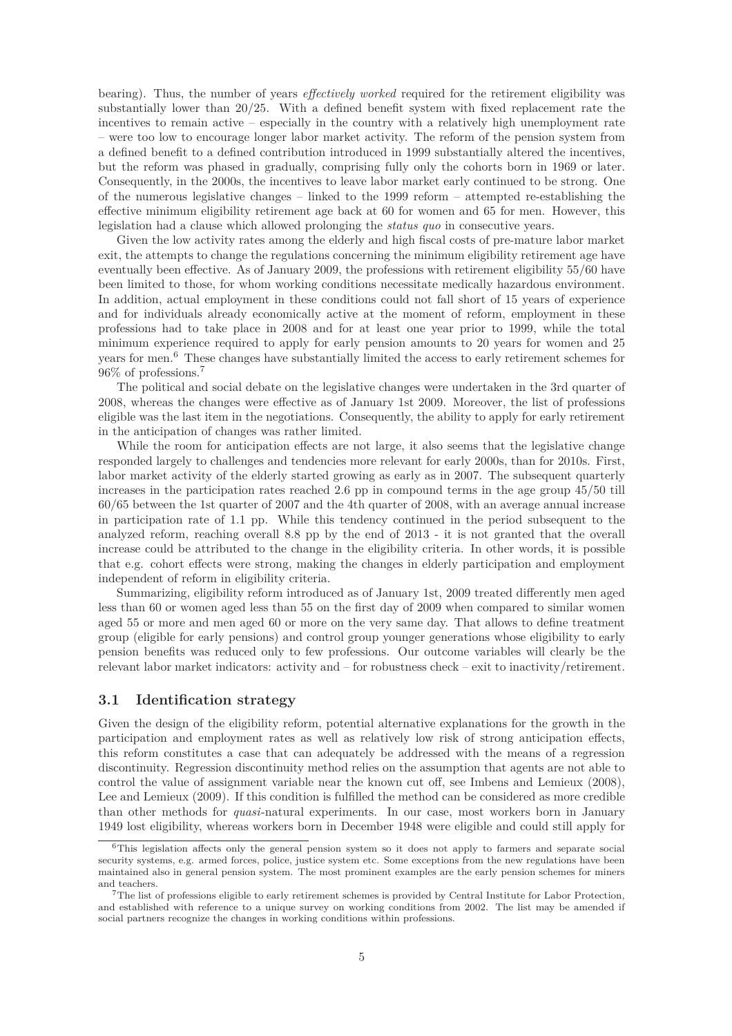bearing). Thus, the number of years *effectively worked* required for the retirement eligibility was substantially lower than 20/25. With a defined benefit system with fixed replacement rate the incentives to remain active – especially in the country with a relatively high unemployment rate – were too low to encourage longer labor market activity. The reform of the pension system from a defined benefit to a defined contribution introduced in 1999 substantially altered the incentives, but the reform was phased in gradually, comprising fully only the cohorts born in 1969 or later. Consequently, in the 2000s, the incentives to leave labor market early continued to be strong. One of the numerous legislative changes – linked to the 1999 reform – attempted re-establishing the effective minimum eligibility retirement age back at 60 for women and 65 for men. However, this legislation had a clause which allowed prolonging the *status quo* in consecutive years.

Given the low activity rates among the elderly and high fiscal costs of pre-mature labor market exit, the attempts to change the regulations concerning the minimum eligibility retirement age have eventually been effective. As of January 2009, the professions with retirement eligibility 55/60 have been limited to those, for whom working conditions necessitate medically hazardous environment. In addition, actual employment in these conditions could not fall short of 15 years of experience and for individuals already economically active at the moment of reform, employment in these professions had to take place in 2008 and for at least one year prior to 1999, while the total minimum experience required to apply for early pension amounts to 20 years for women and 25 years for men.[6] These changes have substantially limited the access to early retirement schemes for 96% of professions.[7]

The political and social debate on the legislative changes were undertaken in the 3rd quarter of 2008, whereas the changes were effective as of January 1st 2009. Moreover, the list of professions eligible was the last item in the negotiations. Consequently, the ability to apply for early retirement in the anticipation of changes was rather limited.

While the room for anticipation effects are not large, it also seems that the legislative change responded largely to challenges and tendencies more relevant for early 2000s, than for 2010s. First, labor market activity of the elderly started growing as early as in 2007. The subsequent quarterly increases in the participation rates reached 2.6 pp in compound terms in the age group 45/50 till 60/65 between the 1st quarter of 2007 and the 4th quarter of 2008, with an average annual increase in participation rate of 1.1 pp. While this tendency continued in the period subsequent to the analyzed reform, reaching overall 8.8 pp by the end of 2013 - it is not granted that the overall increase could be attributed to the change in the eligibility criteria. In other words, it is possible that e.g. cohort effects were strong, making the changes in elderly participation and employment independent of reform in eligibility criteria.

Summarizing, eligibility reform introduced as of January 1st, 2009 treated differently men aged less than 60 or women aged less than 55 on the first day of 2009 when compared to similar women aged 55 or more and men aged 60 or more on the very same day. That allows to define treatment group (eligible for early pensions) and control group younger generations whose eligibility to early pension benefits was reduced only to few professions. Our outcome variables will clearly be the relevant labor market indicators: activity and – for robustness check – exit to inactivity/retirement.

### 3.1 Identification strategy

Given the design of the eligibility reform, potential alternative explanations for the growth in the participation and employment rates as well as relatively low risk of strong anticipation effects, this reform constitutes a case that can adequately be addressed with the means of a regression discontinuity. Regression discontinuity method relies on the assumption that agents are not able to control the value of assignment variable near the known cut off, see Imbens and Lemieux (2008), Lee and Lemieux (2009). If this condition is fulfilled the method can be considered as more credible than other methods for *quasi*-natural experiments. In our case, most workers born in January 1949 lost eligibility, whereas workers born in December 1948 were eligible and could still apply for

---

[6] This legislation affects only the general pension system so it does not apply to farmers and separate social security systems, e.g. armed forces, police, justice system etc. Some exceptions from the new regulations have been maintained also in general pension system. The most prominent examples are the early pension schemes for miners and teachers.

[7] The list of professions eligible to early retirement schemes is provided by Central Institute for Labor Protection, and established with reference to a unique survey on working conditions from 2002. The list may be amended if social partners recognize the changes in working conditions within professions.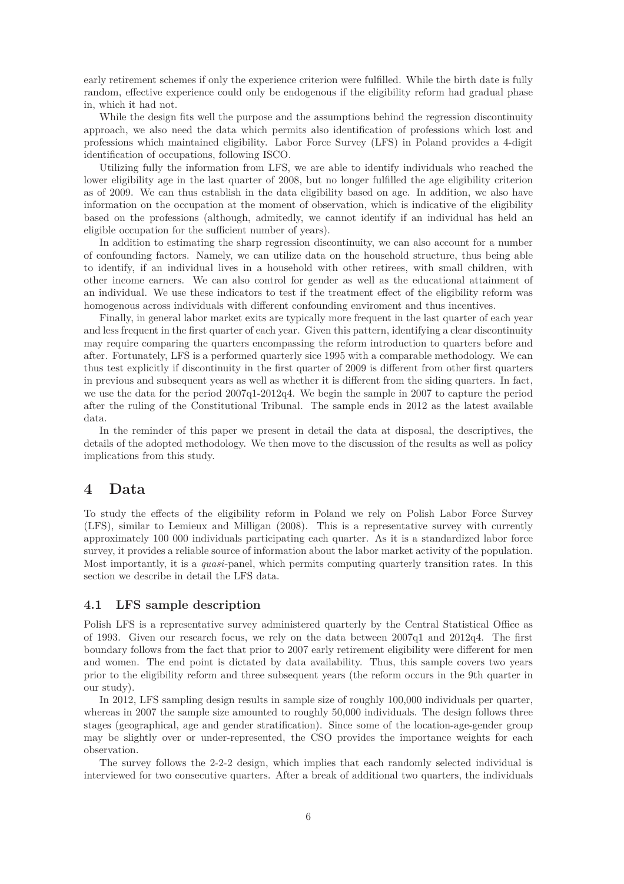early retirement schemes if only the experience criterion were fulfilled. While the birth date is fully random, effective experience could only be endogenous if the eligibility reform had gradual phase in, which it had not.

While the design fits well the purpose and the assumptions behind the regression discontinuity approach, we also need the data which permits also identification of professions which lost and professions which maintained eligibility. Labor Force Survey (LFS) in Poland provides a 4-digit identification of occupations, following ISCO.

Utilizing fully the information from LFS, we are able to identify individuals who reached the lower eligibility age in the last quarter of 2008, but no longer fulfilled the age eligibility criterion as of 2009. We can thus establish in the data eligibility based on age. In addition, we also have information on the occupation at the moment of observation, which is indicative of the eligibility based on the professions (although, admitedly, we cannot identify if an individual has held an eligible occupation for the sufficient number of years).

In addition to estimating the sharp regression discontinuity, we can also account for a number of confounding factors. Namely, we can utilize data on the household structure, thus being able to identify, if an individual lives in a household with other retirees, with small children, with other income earners. We can also control for gender as well as the educational attainment of an individual. We use these indicators to test if the treatment effect of the eligibility reform was homogenous across individuals with different confounding enviroment and thus incentives.

Finally, in general labor market exits are typically more frequent in the last quarter of each year and less frequent in the first quarter of each year. Given this pattern, identifying a clear discontinuity may require comparing the quarters encompassing the reform introduction to quarters before and after. Fortunately, LFS is a performed quarterly sice 1995 with a comparable methodology. We can thus test explicitly if discontinuity in the first quarter of 2009 is different from other first quarters in previous and subsequent years as well as whether it is different from the siding quarters. In fact, we use the data for the period 2007q1-2012q4. We begin the sample in 2007 to capture the period after the ruling of the Constitutional Tribunal. The sample ends in 2012 as the latest available data.

In the reminder of this paper we present in detail the data at disposal, the descriptives, the details of the adopted methodology. We then move to the discussion of the results as well as policy implications from this study.

# 4 Data

To study the effects of the eligibility reform in Poland we rely on Polish Labor Force Survey (LFS), similar to Lemieux and Milligan (2008). This is a representative survey with currently approximately 100 000 individuals participating each quarter. As it is a standardized labor force survey, it provides a reliable source of information about the labor market activity of the population. Most importantly, it is a *quasi*-panel, which permits computing quarterly transition rates. In this section we describe in detail the LFS data.

## 4.1 LFS sample description

Polish LFS is a representative survey administered quarterly by the Central Statistical Office as of 1993. Given our research focus, we rely on the data between 2007q1 and 2012q4. The first boundary follows from the fact that prior to 2007 early retirement eligibility were different for men and women. The end point is dictated by data availability. Thus, this sample covers two years prior to the eligibility reform and three subsequent years (the reform occurs in the 9th quarter in our study).

In 2012, LFS sampling design results in sample size of roughly 100,000 individuals per quarter, whereas in 2007 the sample size amounted to roughly 50,000 individuals. The design follows three stages (geographical, age and gender stratification). Since some of the location-age-gender group may be slightly over or under-represented, the CSO provides the importance weights for each observation.

The survey follows the 2-2-2 design, which implies that each randomly selected individual is interviewed for two consecutive quarters. After a break of additional two quarters, the individuals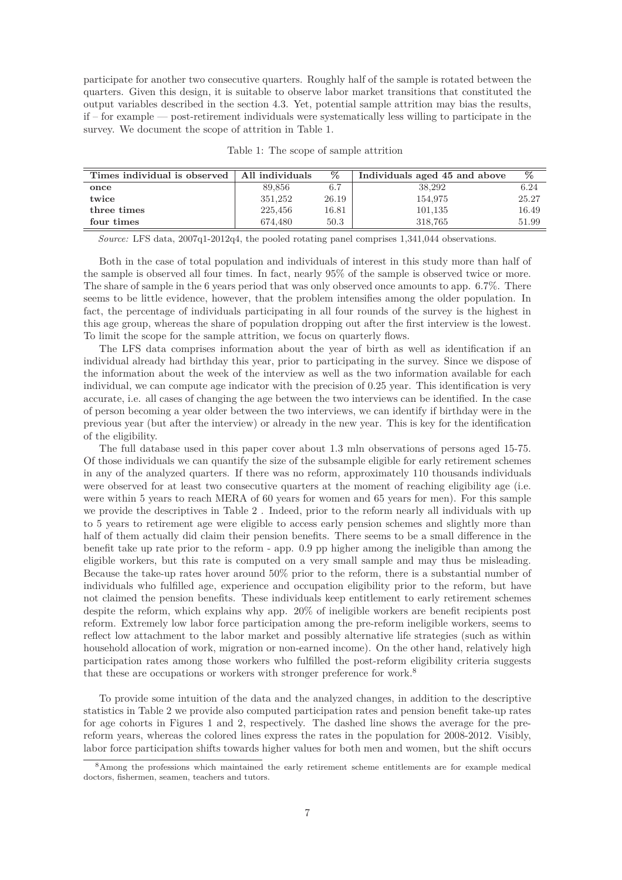participate for another two consecutive quarters. Roughly half of the sample is rotated between the quarters. Given this design, it is suitable to observe labor market transitions that constituted the output variables described in the section 4.3. Yet, potential sample attrition may bias the results, if – for example — post-retirement individuals were systematically less willing to participate in the survey. We document the scope of attrition in Table 1.

Table 1: The scope of sample attrition

| Times individual is observed | All individuals | % | Individuals aged 45 and above | % |
|---|---|---|---|---|
| **once** | 89,856 | 6.7 | 38,292 | 6.24 |
| **twice** | 351,252 | 26.19 | 154,975 | 25.27 |
| **three times** | 225,456 | 16.81 | 101,135 | 16.49 |
| **four times** | 674,480 | 50.3 | 318,765 | 51.99 |

*Source:* LFS data, 2007q1-2012q4, the pooled rotating panel comprises 1,341,044 observations.

Both in the case of total population and individuals of interest in this study more than half of the sample is observed all four times. In fact, nearly 95% of the sample is observed twice or more. The share of sample in the 6 years period that was only observed once amounts to app. 6.7%. There seems to be little evidence, however, that the problem intensifies among the older population. In fact, the percentage of individuals participating in all four rounds of the survey is the highest in this age group, whereas the share of population dropping out after the first interview is the lowest. To limit the scope for the sample attrition, we focus on quarterly flows.

The LFS data comprises information about the year of birth as well as identification if an individual already had birthday this year, prior to participating in the survey. Since we dispose of the information about the week of the interview as well as the two information available for each individual, we can compute age indicator with the precision of 0.25 year. This identification is very accurate, i.e. all cases of changing the age between the two interviews can be identified. In the case of person becoming a year older between the two interviews, we can identify if birthday were in the previous year (but after the interview) or already in the new year. This is key for the identification of the eligibility.

The full database used in this paper cover about 1.3 mln observations of persons aged 15-75. Of those individuals we can quantify the size of the subsample eligible for early retirement schemes in any of the analyzed quarters. If there was no reform, approximately 110 thousands individuals were observed for at least two consecutive quarters at the moment of reaching eligibility age (i.e. were within 5 years to reach MERA of 60 years for women and 65 years for men). For this sample we provide the descriptives in Table 2 . Indeed, prior to the reform nearly all individuals with up to 5 years to retirement age were eligible to access early pension schemes and slightly more than half of them actually did claim their pension benefits. There seems to be a small difference in the benefit take up rate prior to the reform - app. 0.9 pp higher among the ineligible than among the eligible workers, but this rate is computed on a very small sample and may thus be misleading. Because the take-up rates hover around 50% prior to the reform, there is a substantial number of individuals who fulfilled age, experience and occupation eligibility prior to the reform, but have not claimed the pension benefits. These individuals keep entitlement to early retirement schemes despite the reform, which explains why app. 20% of ineligible workers are benefit recipients post reform. Extremely low labor force participation among the pre-reform ineligible workers, seems to reflect low attachment to the labor market and possibly alternative life strategies (such as within household allocation of work, migration or non-earned income). On the other hand, relatively high participation rates among those workers who fulfilled the post-reform eligibility criteria suggests that these are occupations or workers with stronger preference for work.[8]

To provide some intuition of the data and the analyzed changes, in addition to the descriptive statistics in Table 2 we provide also computed participation rates and pension benefit take-up rates for age cohorts in Figures 1 and 2, respectively. The dashed line shows the average for the pre-reform years, whereas the colored lines express the rates in the population for 2008-2012. Visibly, labor force participation shifts towards higher values for both men and women, but the shift occurs

[8] Among the professions which maintained the early retirement scheme entitlements are for example medical doctors, fishermen, seamen, teachers and tutors.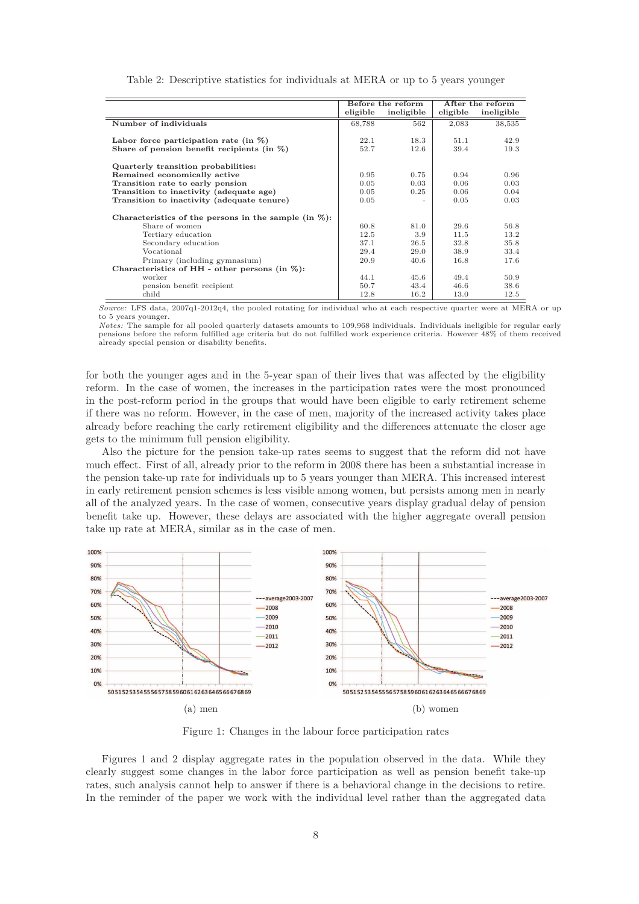Table 2: Descriptive statistics for individuals at MERA or up to 5 years younger

| | Before the reform | | After the reform | |
|---|---|---|---|---|
| | eligible | ineligible | eligible | ineligible |
| **Number of individuals** | 68,788 | 562 | 2,083 | 38,535 |
| | | | | |
| **Labor force participation rate (in %)** | 22.1 | 18.3 | 51.1 | 42.9 |
| **Share of pension benefit recipients (in %)** | 52.7 | 12.6 | 39.4 | 19.3 |
| | | | | |
| **Quarterly transition probabilities:** | | | | |
| **Remained economically active** | 0.95 | 0.75 | 0.94 | 0.96 |
| **Transition rate to early pension** | 0.05 | 0.03 | 0.06 | 0.03 |
| **Transition to inactivity (adequate age)** | 0.05 | 0.25 | 0.06 | 0.04 |
| **Transition to inactivity (adequate tenure)** | 0.05 | - | 0.05 | 0.03 |
| | | | | |
| **Characteristics of the persons in the sample (in %):** | | | | |
| Share of women | 60.8 | 81.0 | 29.6 | 56.8 |
| Tertiary education | 12.5 | 3.9 | 11.5 | 13.2 |
| Secondary education | 37.1 | 26.5 | 32.8 | 35.8 |
| Vocational | 29.4 | 29.0 | 38.9 | 33.4 |
| Primary (including gymnasium) | 20.9 | 40.6 | 16.8 | 17.6 |
| **Characteristics of HH - other persons (in %):** | | | | |
| worker | 44.1 | 45.6 | 49.4 | 50.9 |
| pension benefit recipient | 50.7 | 43.4 | 46.6 | 38.6 |
| child | 12.8 | 16.2 | 13.0 | 12.5 |

*Source:* LFS data, 2007q1-2012q4, the pooled rotating for individual who at each respective quarter were at MERA or up to 5 years younger.
*Notes:* The sample for all pooled quarterly datasets amounts to 109,968 individuals. Individuals ineligible for regular early pensions before the reform fulfilled age criteria but do not fulfilled work experience criteria. However 48% of them received already special pension or disability benefits.

for both the younger ages and in the 5-year span of their lives that was affected by the eligibility reform. In the case of women, the increases in the participation rates were the most pronounced in the post-reform period in the groups that would have been eligible to early retirement scheme if there was no reform. However, in the case of men, majority of the increased activity takes place already before reaching the early retirement eligibility and the differences attenuate the closer age gets to the minimum full pension eligibility.

Also the picture for the pension take-up rates seems to suggest that the reform did not have much effect. First of all, already prior to the reform in 2008 there has been a substantial increase in the pension take-up rate for individuals up to 5 years younger than MERA. This increased interest in early retirement pension schemes is less visible among women, but persists among men in nearly all of the analyzed years. In the case of women, consecutive years display gradual delay of pension benefit take up. However, these delays are associated with the higher aggregate overall pension take up rate at MERA, similar as in the case of men.

(a) men

(b) women

Figure 1: Changes in the labour force participation rates

Figures 1 and 2 display aggregate rates in the population observed in the data. While they clearly suggest some changes in the labor force participation as well as pension benefit take-up rates, such analysis cannot help to answer if there is a behavioral change in the decisions to retire. In the reminder of the paper we work with the individual level rather than the aggregated data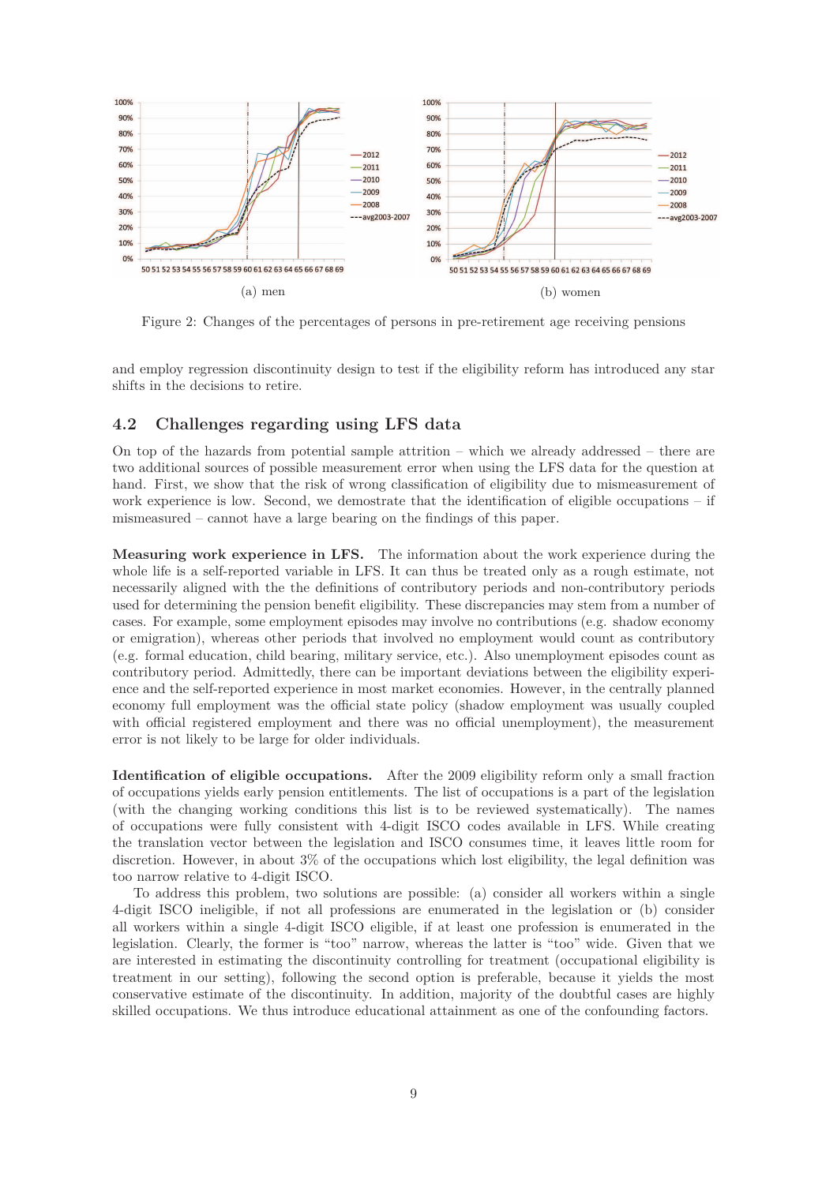(a) men

(b) women

Figure 2: Changes of the percentages of persons in pre-retirement age receiving pensions

and employ regression discontinuity design to test if the eligibility reform has introduced any star shifts in the decisions to retire.

## 4.2 Challenges regarding using LFS data

On top of the hazards from potential sample attrition – which we already addressed – there are two additional sources of possible measurement error when using the LFS data for the question at hand. First, we show that the risk of wrong classification of eligibility due to mismeasurement of work experience is low. Second, we demostrate that the identification of eligible occupations – if mismeasured – cannot have a large bearing on the findings of this paper.

**Measuring work experience in LFS.** The information about the work experience during the whole life is a self-reported variable in LFS. It can thus be treated only as a rough estimate, not necessarily aligned with the the definitions of contributory periods and non-contributory periods used for determining the pension benefit eligibility. These discrepancies may stem from a number of cases. For example, some employment episodes may involve no contributions (e.g. shadow economy or emigration), whereas other periods that involved no employment would count as contributory (e.g. formal education, child bearing, military service, etc.). Also unemployment episodes count as contributory period. Admittedly, there can be important deviations between the eligibility experience and the self-reported experience in most market economies. However, in the centrally planned economy full employment was the official state policy (shadow employment was usually coupled with official registered employment and there was no official unemployment), the measurement error is not likely to be large for older individuals.

**Identification of eligible occupations.** After the 2009 eligibility reform only a small fraction of occupations yields early pension entitlements. The list of occupations is a part of the legislation (with the changing working conditions this list is to be reviewed systematically). The names of occupations were fully consistent with 4-digit ISCO codes available in LFS. While creating the translation vector between the legislation and ISCO consumes time, it leaves little room for discretion. However, in about 3% of the occupations which lost eligibility, the legal definition was too narrow relative to 4-digit ISCO.

To address this problem, two solutions are possible: (a) consider all workers within a single 4-digit ISCO ineligible, if not all professions are enumerated in the legislation or (b) consider all workers within a single 4-digit ISCO eligible, if at least one profession is enumerated in the legislation. Clearly, the former is "too" narrow, whereas the latter is "too" wide. Given that we are interested in estimating the discontinuity controlling for treatment (occupational eligibility is treatment in our setting), following the second option is preferable, because it yields the most conservative estimate of the discontinuity. In addition, majority of the doubtful cases are highly skilled occupations. We thus introduce educational attainment as one of the confounding factors.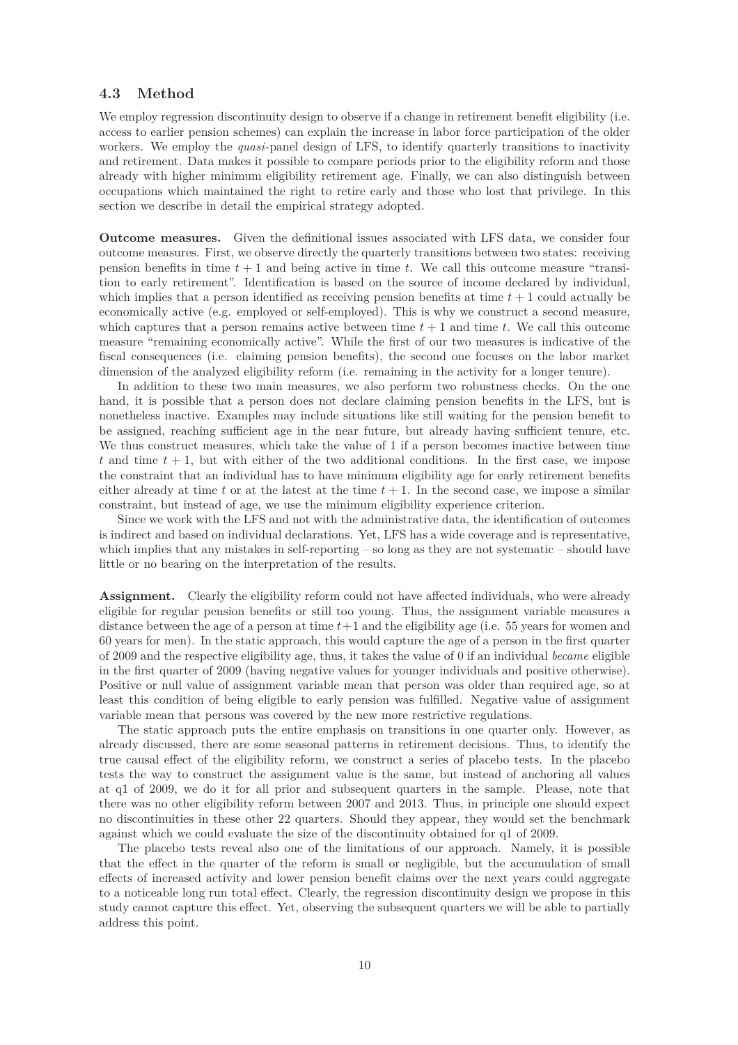### 4.3 Method

We employ regression discontinuity design to observe if a change in retirement benefit eligibility (i.e. access to earlier pension schemes) can explain the increase in labor force participation of the older workers. We employ the *quasi*-panel design of LFS, to identify quarterly transitions to inactivity and retirement. Data makes it possible to compare periods prior to the eligibility reform and those already with higher minimum eligibility retirement age. Finally, we can also distinguish between occupations which maintained the right to retire early and those who lost that privilege. In this section we describe in detail the empirical strategy adopted.

**Outcome measures.** Given the definitional issues associated with LFS data, we consider four outcome measures. First, we observe directly the quarterly transitions between two states: receiving pension benefits in time $t+1$ and being active in time $t$. We call this outcome measure "transition to early retirement". Identification is based on the source of income declared by individual, which implies that a person identified as receiving pension benefits at time $t+1$ could actually be economically active (e.g. employed or self-employed). This is why we construct a second measure, which captures that a person remains active between time $t+1$ and time $t$. We call this outcome measure "remaining economically active". While the first of our two measures is indicative of the fiscal consequences (i.e. claiming pension benefits), the second one focuses on the labor market dimension of the analyzed eligibility reform (i.e. remaining in the activity for a longer tenure).

In addition to these two main measures, we also perform two robustness checks. On the one hand, it is possible that a person does not declare claiming pension benefits in the LFS, but is nonetheless inactive. Examples may include situations like still waiting for the pension benefit to be assigned, reaching sufficient age in the near future, but already having sufficient tenure, etc. We thus construct measures, which take the value of 1 if a person becomes inactive between time $t$ and time $t+1$, but with either of the two additional conditions. In the first case, we impose the constraint that an individual has to have minimum eligibility age for early retirement benefits either already at time $t$ or at the latest at the time $t+1$. In the second case, we impose a similar constraint, but instead of age, we use the minimum eligibility experience criterion.

Since we work with the LFS and not with the administrative data, the identification of outcomes is indirect and based on individual declarations. Yet, LFS has a wide coverage and is representative, which implies that any mistakes in self-reporting – so long as they are not systematic – should have little or no bearing on the interpretation of the results.

**Assignment.** Clearly the eligibility reform could not have affected individuals, who were already eligible for regular pension benefits or still too young. Thus, the assignment variable measures a distance between the age of a person at time $t+1$ and the eligibility age (i.e. 55 years for women and 60 years for men). In the static approach, this would capture the age of a person in the first quarter of 2009 and the respective eligibility age, thus, it takes the value of 0 if an individual *became* eligible in the first quarter of 2009 (having negative values for younger individuals and positive otherwise). Positive or null value of assignment variable mean that person was older than required age, so at least this condition of being eligible to early pension was fulfilled. Negative value of assignment variable mean that persons was covered by the new more restrictive regulations.

The static approach puts the entire emphasis on transitions in one quarter only. However, as already discussed, there are some seasonal patterns in retirement decisions. Thus, to identify the true causal effect of the eligibility reform, we construct a series of placebo tests. In the placebo tests the way to construct the assignment value is the same, but instead of anchoring all values at q1 of 2009, we do it for all prior and subsequent quarters in the sample. Please, note that there was no other eligibility reform between 2007 and 2013. Thus, in principle one should expect no discontinuities in these other 22 quarters. Should they appear, they would set the benchmark against which we could evaluate the size of the discontinuity obtained for q1 of 2009.

The placebo tests reveal also one of the limitations of our approach. Namely, it is possible that the effect in the quarter of the reform is small or negligible, but the accumulation of small effects of increased activity and lower pension benefit claims over the next years could aggregate to a noticeable long run total effect. Clearly, the regression discontinuity design we propose in this study cannot capture this effect. Yet, observing the subsequent quarters we will be able to partially address this point.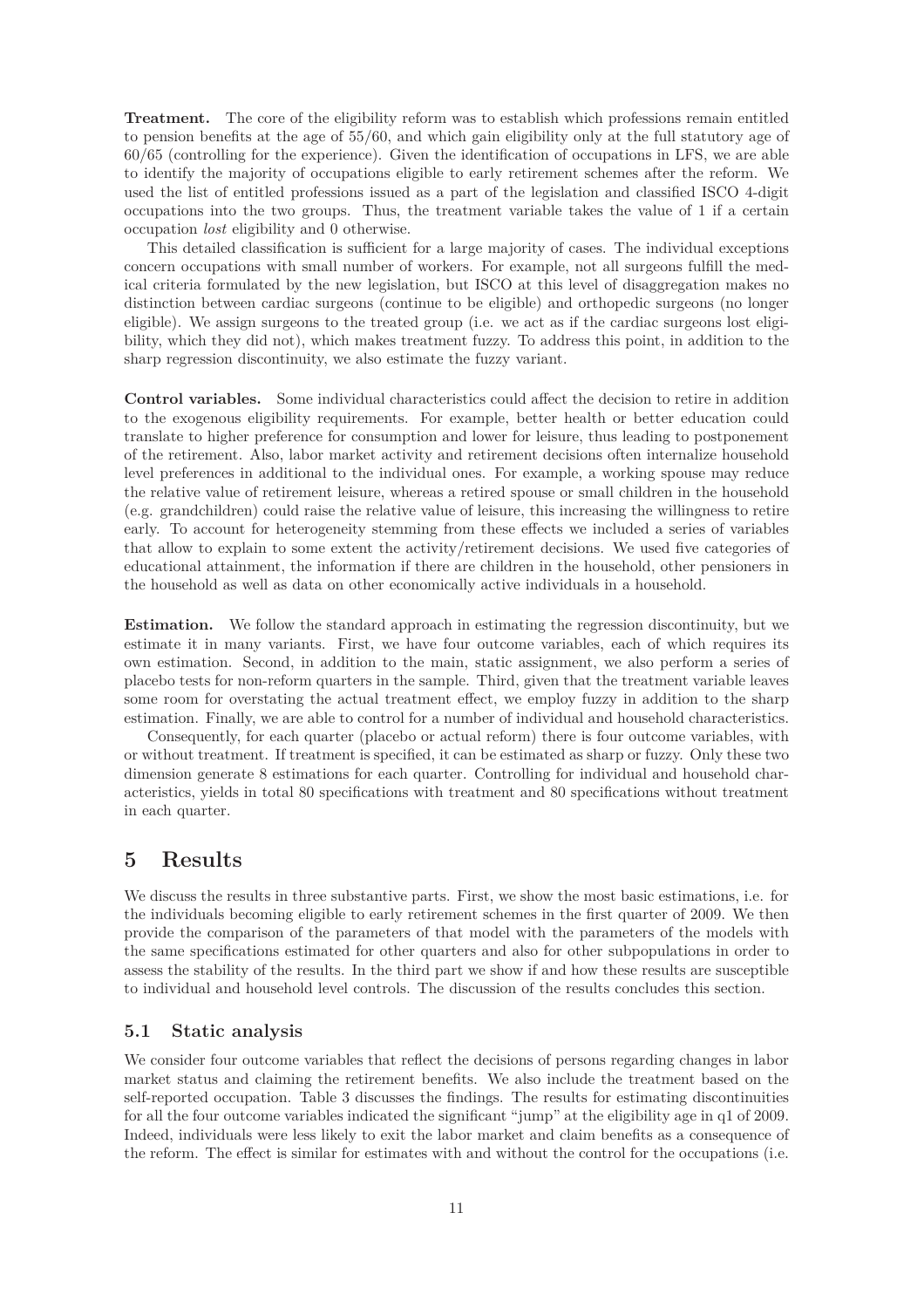**Treatment.** The core of the eligibility reform was to establish which professions remain entitled to pension benefits at the age of 55/60, and which gain eligibility only at the full statutory age of 60/65 (controlling for the experience). Given the identification of occupations in LFS, we are able to identify the majority of occupations eligible to early retirement schemes after the reform. We used the list of entitled professions issued as a part of the legislation and classified ISCO 4-digit occupations into the two groups. Thus, the treatment variable takes the value of 1 if a certain occupation *lost* eligibility and 0 otherwise.

This detailed classification is sufficient for a large majority of cases. The individual exceptions concern occupations with small number of workers. For example, not all surgeons fulfill the medical criteria formulated by the new legislation, but ISCO at this level of disaggregation makes no distinction between cardiac surgeons (continue to be eligible) and orthopedic surgeons (no longer eligible). We assign surgeons to the treated group (i.e. we act as if the cardiac surgeons lost eligibility, which they did not), which makes treatment fuzzy. To address this point, in addition to the sharp regression discontinuity, we also estimate the fuzzy variant.

**Control variables.** Some individual characteristics could affect the decision to retire in addition to the exogenous eligibility requirements. For example, better health or better education could translate to higher preference for consumption and lower for leisure, thus leading to postponement of the retirement. Also, labor market activity and retirement decisions often internalize household level preferences in additional to the individual ones. For example, a working spouse may reduce the relative value of retirement leisure, whereas a retired spouse or small children in the household (e.g. grandchildren) could raise the relative value of leisure, this increasing the willingness to retire early. To account for heterogeneity stemming from these effects we included a series of variables that allow to explain to some extent the activity/retirement decisions. We used five categories of educational attainment, the information if there are children in the household, other pensioners in the household as well as data on other economically active individuals in a household.

**Estimation.** We follow the standard approach in estimating the regression discontinuity, but we estimate it in many variants. First, we have four outcome variables, each of which requires its own estimation. Second, in addition to the main, static assignment, we also perform a series of placebo tests for non-reform quarters in the sample. Third, given that the treatment variable leaves some room for overstating the actual treatment effect, we employ fuzzy in addition to the sharp estimation. Finally, we are able to control for a number of individual and household characteristics.

Consequently, for each quarter (placebo or actual reform) there is four outcome variables, with or without treatment. If treatment is specified, it can be estimated as sharp or fuzzy. Only these two dimension generate 8 estimations for each quarter. Controlling for individual and household characteristics, yields in total 80 specifications with treatment and 80 specifications without treatment in each quarter.

# 5 Results

We discuss the results in three substantive parts. First, we show the most basic estimations, i.e. for the individuals becoming eligible to early retirement schemes in the first quarter of 2009. We then provide the comparison of the parameters of that model with the parameters of the models with the same specifications estimated for other quarters and also for other subpopulations in order to assess the stability of the results. In the third part we show if and how these results are susceptible to individual and household level controls. The discussion of the results concludes this section.

## 5.1 Static analysis

We consider four outcome variables that reflect the decisions of persons regarding changes in labor market status and claiming the retirement benefits. We also include the treatment based on the self-reported occupation. Table 3 discusses the findings. The results for estimating discontinuities for all the four outcome variables indicated the significant "jump" at the eligibility age in q1 of 2009. Indeed, individuals were less likely to exit the labor market and claim benefits as a consequence of the reform. The effect is similar for estimates with and without the control for the occupations (i.e.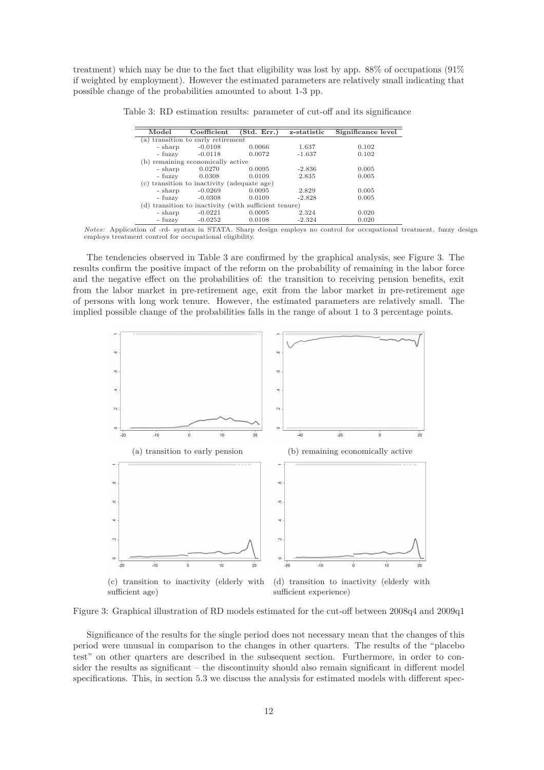treatment) which may be due to the fact that eligibility was lost by app. 88% of occupations (91% if weighted by employment). However the estimated parameters are relatively small indicating that possible change of the probabilities amounted to about 1-3 pp.

Table 3: RD estimation results: parameter of cut-off and its significance

| Model | Coefficient | (Std. Err.) | z-statistic | Significance level |
|---|---|---|---|---|
| (a) transition to early retirement | | | | |
| - sharp | -0.0108 | 0.0066 | 1.637 | 0.102 |
| - fuzzy | -0.0118 | 0.0072 | -1.637 | 0.102 |
| (b) remaining economically active | | | | |
| - sharp | 0.0270 | 0.0095 | -2.836 | 0.005 |
| - fuzzy | 0.0308 | 0.0109 | 2.835 | 0.005 |
| (c) transition to inactivity (adequate age) | | | | |
| - sharp | -0.0269 | 0.0095 | 2.829 | 0.005 |
| - fuzzy | -0.0308 | 0.0109 | -2.828 | 0.005 |
| (d) transition to inactivity (with sufficient tenure) | | | | |
| - sharp | -0.0221 | 0.0095 | 2.324 | 0.020 |
| - fuzzy | -0.0252 | 0.0108 | -2.324 | 0.020 |

*Notes:* Application of -rd- syntax in STATA. Sharp design employs no control for occupational treatment, fuzzy design employs treatment control for occupational eligibility.

The tendencies observed in Table 3 are confirmed by the graphical analysis, see Figure 3. The results confirm the positive impact of the reform on the probability of remaining in the labor force and the negative effect on the probabilities of: the transition to receiving pension benefits, exit from the labor market in pre-retirement age, exit from the labor market in pre-retirement age of persons with long work tenure. However, the estimated parameters are relatively small. The implied possible change of the probabilities falls in the range of about 1 to 3 percentage points.

(a) transition to early pension

(b) remaining economically active

(c) transition to inactivity (elderly with sufficient age)

(d) transition to inactivity (elderly with sufficient experience)

Figure 3: Graphical illustration of RD models estimated for the cut-off between 2008q4 and 2009q1

Significance of the results for the single period does not necessary mean that the changes of this period were unusual in comparison to the changes in other quarters. The results of the "placebo test" on other quarters are described in the subsequent section. Furthermore, in order to consider the results as significant – the discontinuity should also remain significant in different model specifications. This, in section 5.3 we discuss the analysis for estimated models with different spec-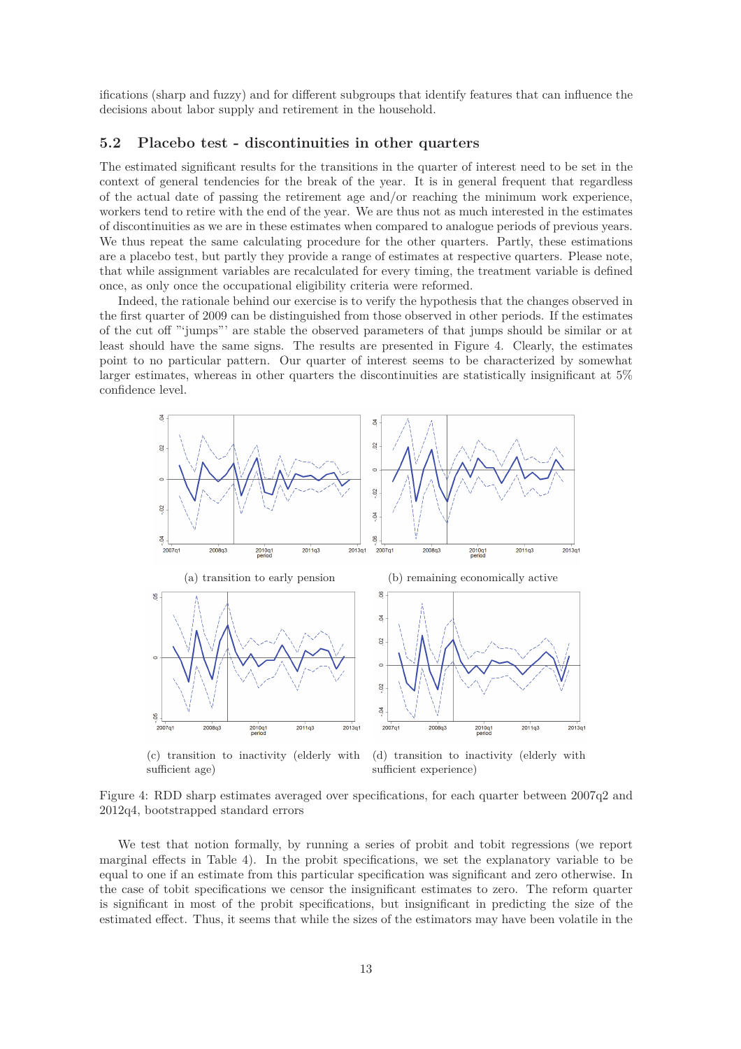ifications (sharp and fuzzy) and for different subgroups that identify features that can influence the decisions about labor supply and retirement in the household.

## 5.2 Placebo test - discontinuities in other quarters

The estimated significant results for the transitions in the quarter of interest need to be set in the context of general tendencies for the break of the year. It is in general frequent that regardless of the actual date of passing the retirement age and/or reaching the minimum work experience, workers tend to retire with the end of the year. We are thus not as much interested in the estimates of discontinuities as we are in these estimates when compared to analogue periods of previous years. We thus repeat the same calculating procedure for the other quarters. Partly, these estimations are a placebo test, but partly they provide a range of estimates at respective quarters. Please note, that while assignment variables are recalculated for every timing, the treatment variable is defined once, as only once the occupational eligibility criteria were reformed.

Indeed, the rationale behind our exercise is to verify the hypothesis that the changes observed in the first quarter of 2009 can be distinguished from those observed in other periods. If the estimates of the cut off "'jumps"' are stable the observed parameters of that jumps should be similar or at least should have the same signs. The results are presented in Figure 4. Clearly, the estimates point to no particular pattern. Our quarter of interest seems to be characterized by somewhat larger estimates, whereas in other quarters the discontinuities are statistically insignificant at 5% confidence level.

(a) transition to early pension

(b) remaining economically active

(c) transition to inactivity (elderly with sufficient age)

(d) transition to inactivity (elderly with sufficient experience)

Figure 4: RDD sharp estimates averaged over specifications, for each quarter between 2007q2 and 2012q4, bootstrapped standard errors

We test that notion formally, by running a series of probit and tobit regressions (we report marginal effects in Table 4). In the probit specifications, we set the explanatory variable to be equal to one if an estimate from this particular specification was significant and zero otherwise. In the case of tobit specifications we censor the insignificant estimates to zero. The reform quarter is significant in most of the probit specifications, but insignificant in predicting the size of the estimated effect. Thus, it seems that while the sizes of the estimators may have been volatile in the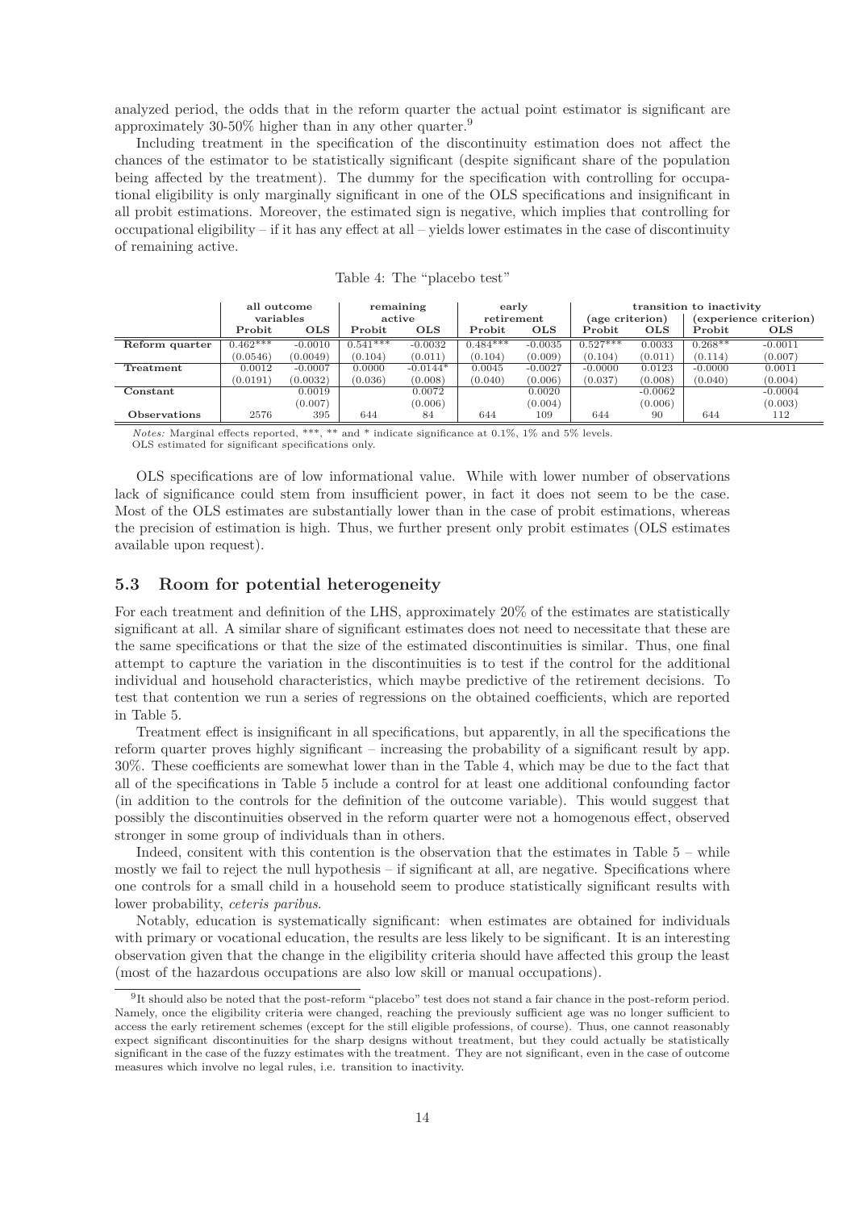analyzed period, the odds that in the reform quarter the actual point estimator is significant are approximately 30-50% higher than in any other quarter.[9]

Including treatment in the specification of the discontinuity estimation does not affect the chances of the estimator to be statistically significant (despite significant share of the population being affected by the treatment). The dummy for the specification with controlling for occupational eligibility is only marginally significant in one of the OLS specifications and insignificant in all probit estimations. Moreover, the estimated sign is negative, which implies that controlling for occupational eligibility – if it has any effect at all – yields lower estimates in the case of discontinuity of remaining active.

Table 4: The "placebo test"

| | all outcome variables | | remaining active | | early retirement | | transition to inactivity (age criterion) | | transition to inactivity (experience criterion) | |
|---|---|---|---|---|---|---|---|---|---|---|
| | Probit | OLS | Probit | OLS | Probit | OLS | Probit | OLS | Probit | OLS |
| **Reform quarter** | 0.462*** | -0.0010 | 0.541*** | -0.0032 | 0.484*** | -0.0035 | 0.527*** | 0.0033 | 0.268** | -0.0011 |
| | (0.0546) | (0.0049) | (0.104) | (0.011) | (0.104) | (0.009) | (0.104) | (0.011) | (0.114) | (0.007) |
| **Treatment** | 0.0012 | -0.0007 | 0.0000 | -0.0144* | 0.0045 | -0.0027 | -0.0000 | 0.0123 | -0.0000 | 0.0011 |
| | (0.0191) | (0.0032) | (0.036) | (0.008) | (0.040) | (0.006) | (0.037) | (0.008) | (0.040) | (0.004) |
| **Constant** | | 0.0019 | | 0.0072 | | 0.0020 | | -0.0062 | | -0.0004 |
| | | (0.007) | | (0.006) | | (0.004) | | (0.006) | | (0.003) |
| **Observations** | 2576 | 395 | 644 | 84 | 644 | 109 | 644 | 90 | 644 | 112 |

*Notes:* Marginal effects reported, ***, ** and * indicate significance at 0.1%, 1% and 5% levels.
OLS estimated for significant specifications only.

OLS specifications are of low informational value. While with lower number of observations lack of significance could stem from insufficient power, in fact it does not seem to be the case. Most of the OLS estimates are substantially lower than in the case of probit estimations, whereas the precision of estimation is high. Thus, we further present only probit estimates (OLS estimates available upon request).

### 5.3 Room for potential heterogeneity

For each treatment and definition of the LHS, approximately 20% of the estimates are statistically significant at all. A similar share of significant estimates does not need to necessitate that these are the same specifications or that the size of the estimated discontinuities is similar. Thus, one final attempt to capture the variation in the discontinuities is to test if the control for the additional individual and household characteristics, which maybe predictive of the retirement decisions. To test that contention we run a series of regressions on the obtained coefficients, which are reported in Table 5.

Treatment effect is insignificant in all specifications, but apparently, in all the specifications the reform quarter proves highly significant – increasing the probability of a significant result by app. 30%. These coefficients are somewhat lower than in the Table 4, which may be due to the fact that all of the specifications in Table 5 include a control for at least one additional confounding factor (in addition to the controls for the definition of the outcome variable). This would suggest that possibly the discontinuities observed in the reform quarter were not a homogenous effect, observed stronger in some group of individuals than in others.

Indeed, consitent with this contention is the observation that the estimates in Table 5 – while mostly we fail to reject the null hypothesis – if significant at all, are negative. Specifications where one controls for a small child in a household seem to produce statistically significant results with lower probability, *ceteris paribus*.

Notably, education is systematically significant: when estimates are obtained for individuals with primary or vocational education, the results are less likely to be significant. It is an interesting observation given that the change in the eligibility criteria should have affected this group the least (most of the hazardous occupations are also low skill or manual occupations).

[9]It should also be noted that the post-reform "placebo" test does not stand a fair chance in the post-reform period. Namely, once the eligibility criteria were changed, reaching the previously sufficient age was no longer sufficient to access the early retirement schemes (except for the still eligible professions, of course). Thus, one cannot reasonably expect significant discontinuities for the sharp designs without treatment, but they could actually be statistically significant in the case of the fuzzy estimates with the treatment. They are not significant, even in the case of outcome measures which involve no legal rules, i.e. transition to inactivity.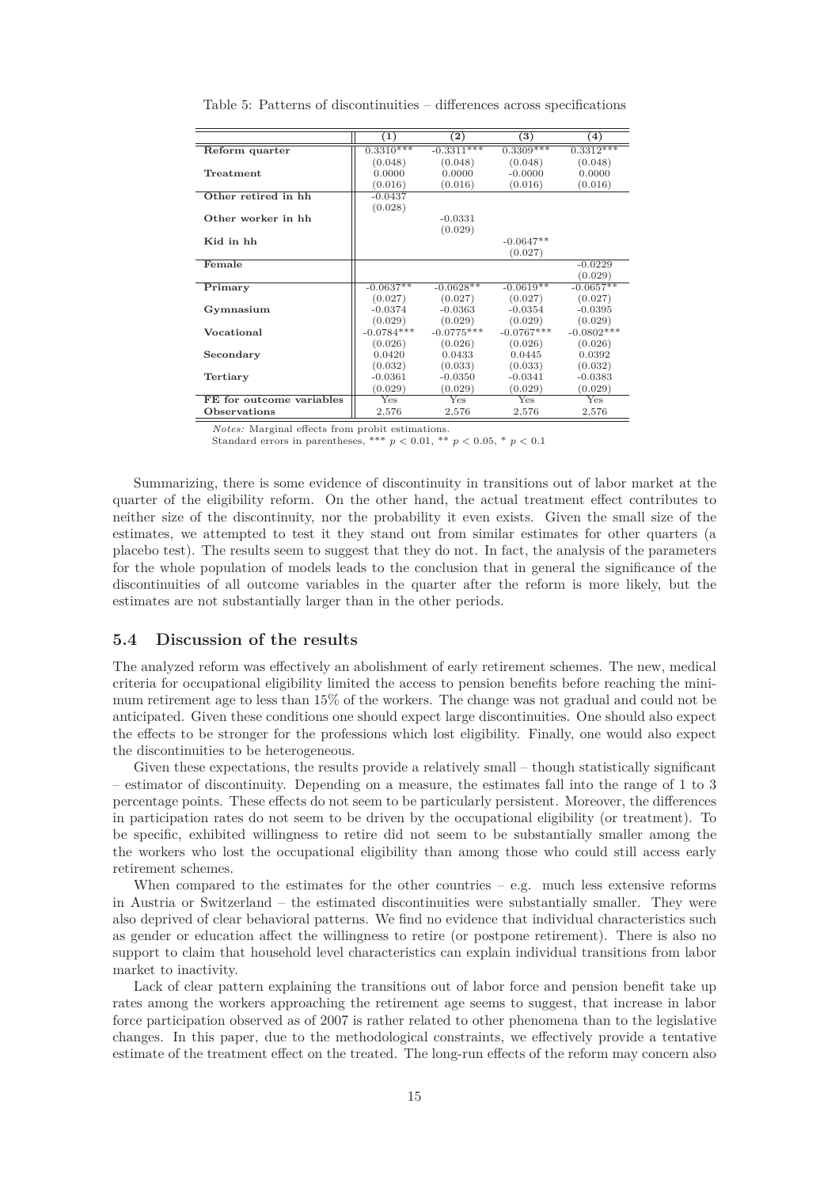Table 5: Patterns of discontinuities – differences across specifications

| | (1) | (2) | (3) | (4) |
|---|---|---|---|---|
| **Reform quarter** | 0.3310*** | -0.3311*** | 0.3309*** | 0.3312*** |
| | (0.048) | (0.048) | (0.048) | (0.048) |
| **Treatment** | 0.0000 | 0.0000 | -0.0000 | 0.0000 |
| | (0.016) | (0.016) | (0.016) | (0.016) |
| **Other retired in hh** | -0.0437 | | | |
| | (0.028) | | | |
| **Other worker in hh** | | -0.0331 | | |
| | | (0.029) | | |
| **Kid in hh** | | | -0.0647** | |
| | | | (0.027) | |
| **Female** | | | | -0.0229 |
| | | | | (0.029) |
| **Primary** | -0.0637** | -0.0628** | -0.0619** | -0.0657** |
| | (0.027) | (0.027) | (0.027) | (0.027) |
| **Gymnasium** | -0.0374 | -0.0363 | -0.0354 | -0.0395 |
| | (0.029) | (0.029) | (0.029) | (0.029) |
| **Vocational** | -0.0784*** | -0.0775*** | -0.0767*** | -0.0802*** |
| | (0.026) | (0.026) | (0.026) | (0.026) |
| **Secondary** | 0.0420 | 0.0433 | 0.0445 | 0.0392 |
| | (0.032) | (0.033) | (0.033) | (0.032) |
| **Tertiary** | -0.0361 | -0.0350 | -0.0341 | -0.0383 |
| | (0.029) | (0.029) | (0.029) | (0.029) |
| **FE for outcome variables** | Yes | Yes | Yes | Yes |
| **Observations** | 2,576 | 2,576 | 2,576 | 2,576 |

*Notes:* Marginal effects from probit estimations.
Standard errors in parentheses, *** $p < 0.01$, ** $p < 0.05$, * $p < 0.1$

Summarizing, there is some evidence of discontinuity in transitions out of labor market at the quarter of the eligibility reform. On the other hand, the actual treatment effect contributes to neither size of the discontinuity, nor the probability it even exists. Given the small size of the estimates, we attempted to test it they stand out from similar estimates for other quarters (a placebo test). The results seem to suggest that they do not. In fact, the analysis of the parameters for the whole population of models leads to the conclusion that in general the significance of the discontinuities of all outcome variables in the quarter after the reform is more likely, but the estimates are not substantially larger than in the other periods.

## 5.4 Discussion of the results

The analyzed reform was effectively an abolishment of early retirement schemes. The new, medical criteria for occupational eligibility limited the access to pension benefits before reaching the minimum retirement age to less than 15% of the workers. The change was not gradual and could not be anticipated. Given these conditions one should expect large discontinuities. One should also expect the effects to be stronger for the professions which lost eligibility. Finally, one would also expect the discontinuities to be heterogeneous.

Given these expectations, the results provide a relatively small – though statistically significant – estimator of discontinuity. Depending on a measure, the estimates fall into the range of 1 to 3 percentage points. These effects do not seem to be particularly persistent. Moreover, the differences in participation rates do not seem to be driven by the occupational eligibility (or treatment). To be specific, exhibited willingness to retire did not seem to be substantially smaller among the the workers who lost the occupational eligibility than among those who could still access early retirement schemes.

When compared to the estimates for the other countries – e.g. much less extensive reforms in Austria or Switzerland – the estimated discontinuities were substantially smaller. They were also deprived of clear behavioral patterns. We find no evidence that individual characteristics such as gender or education affect the willingness to retire (or postpone retirement). There is also no support to claim that household level characteristics can explain individual transitions from labor market to inactivity.

Lack of clear pattern explaining the transitions out of labor force and pension benefit take up rates among the workers approaching the retirement age seems to suggest, that increase in labor force participation observed as of 2007 is rather related to other phenomena than to the legislative changes. In this paper, due to the methodological constraints, we effectively provide a tentative estimate of the treatment effect on the treated. The long-run effects of the reform may concern also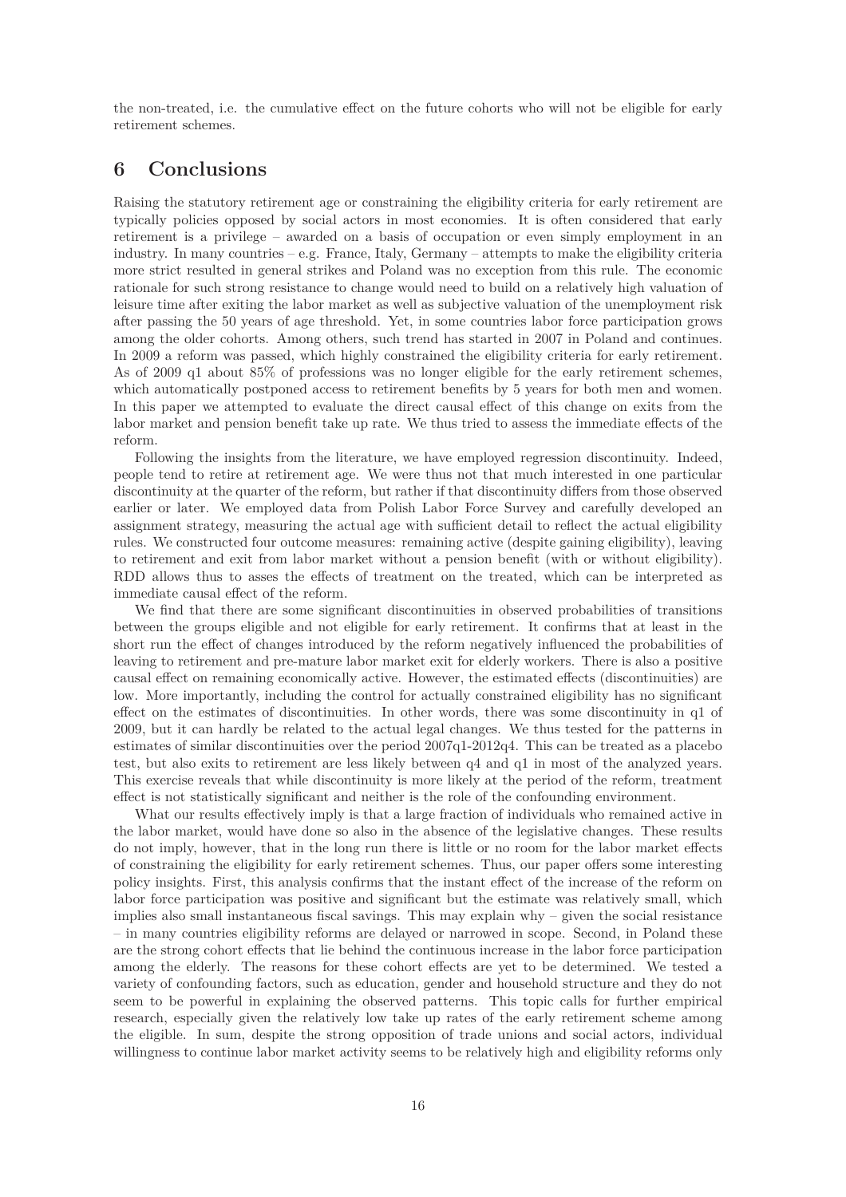the non-treated, i.e. the cumulative effect on the future cohorts who will not be eligible for early retirement schemes.

## 6 Conclusions

Raising the statutory retirement age or constraining the eligibility criteria for early retirement are typically policies opposed by social actors in most economies. It is often considered that early retirement is a privilege – awarded on a basis of occupation or even simply employment in an industry. In many countries – e.g. France, Italy, Germany – attempts to make the eligibility criteria more strict resulted in general strikes and Poland was no exception from this rule. The economic rationale for such strong resistance to change would need to build on a relatively high valuation of leisure time after exiting the labor market as well as subjective valuation of the unemployment risk after passing the 50 years of age threshold. Yet, in some countries labor force participation grows among the older cohorts. Among others, such trend has started in 2007 in Poland and continues. In 2009 a reform was passed, which highly constrained the eligibility criteria for early retirement. As of 2009 q1 about 85% of professions was no longer eligible for the early retirement schemes, which automatically postponed access to retirement benefits by 5 years for both men and women. In this paper we attempted to evaluate the direct causal effect of this change on exits from the labor market and pension benefit take up rate. We thus tried to assess the immediate effects of the reform.

Following the insights from the literature, we have employed regression discontinuity. Indeed, people tend to retire at retirement age. We were thus not that much interested in one particular discontinuity at the quarter of the reform, but rather if that discontinuity differs from those observed earlier or later. We employed data from Polish Labor Force Survey and carefully developed an assignment strategy, measuring the actual age with sufficient detail to reflect the actual eligibility rules. We constructed four outcome measures: remaining active (despite gaining eligibility), leaving to retirement and exit from labor market without a pension benefit (with or without eligibility). RDD allows thus to asses the effects of treatment on the treated, which can be interpreted as immediate causal effect of the reform.

We find that there are some significant discontinuities in observed probabilities of transitions between the groups eligible and not eligible for early retirement. It confirms that at least in the short run the effect of changes introduced by the reform negatively influenced the probabilities of leaving to retirement and pre-mature labor market exit for elderly workers. There is also a positive causal effect on remaining economically active. However, the estimated effects (discontinuities) are low. More importantly, including the control for actually constrained eligibility has no significant effect on the estimates of discontinuities. In other words, there was some discontinuity in q1 of 2009, but it can hardly be related to the actual legal changes. We thus tested for the patterns in estimates of similar discontinuities over the period 2007q1-2012q4. This can be treated as a placebo test, but also exits to retirement are less likely between q4 and q1 in most of the analyzed years. This exercise reveals that while discontinuity is more likely at the period of the reform, treatment effect is not statistically significant and neither is the role of the confounding environment.

What our results effectively imply is that a large fraction of individuals who remained active in the labor market, would have done so also in the absence of the legislative changes. These results do not imply, however, that in the long run there is little or no room for the labor market effects of constraining the eligibility for early retirement schemes. Thus, our paper offers some interesting policy insights. First, this analysis confirms that the instant effect of the increase of the reform on labor force participation was positive and significant but the estimate was relatively small, which implies also small instantaneous fiscal savings. This may explain why – given the social resistance – in many countries eligibility reforms are delayed or narrowed in scope. Second, in Poland these are the strong cohort effects that lie behind the continuous increase in the labor force participation among the elderly. The reasons for these cohort effects are yet to be determined. We tested a variety of confounding factors, such as education, gender and household structure and they do not seem to be powerful in explaining the observed patterns. This topic calls for further empirical research, especially given the relatively low take up rates of the early retirement scheme among the eligible. In sum, despite the strong opposition of trade unions and social actors, individual willingness to continue labor market activity seems to be relatively high and eligibility reforms only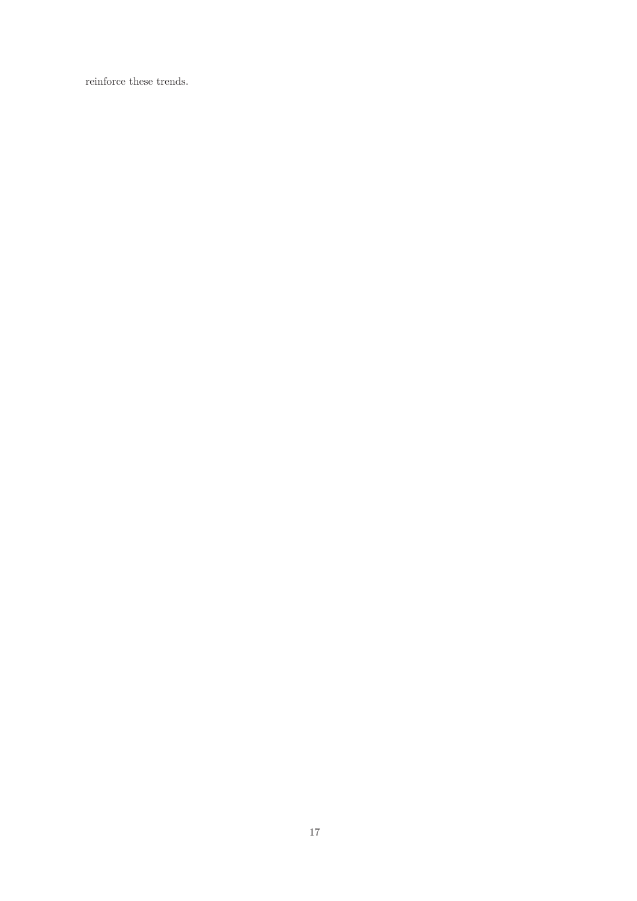reinforce these trends.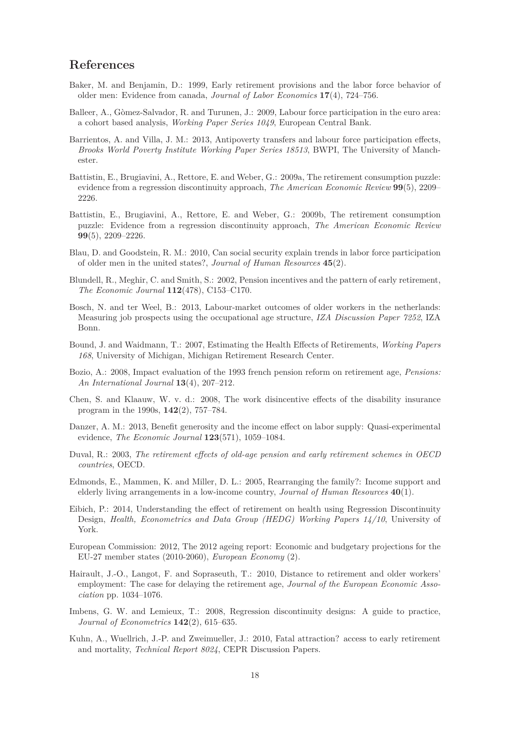## References

Baker, M. and Benjamin, D.: 1999, Early retirement provisions and the labor force behavior of older men: Evidence from canada, *Journal of Labor Economics* **17**(4), 724–756.

Balleer, A., Gòmez-Salvador, R. and Turunen, J.: 2009, Labour force participation in the euro area: a cohort based analysis, *Working Paper Series 1049*, European Central Bank.

Barrientos, A. and Villa, J. M.: 2013, Antipoverty transfers and labour force participation effects, *Brooks World Poverty Institute Working Paper Series 18513*, BWPI, The University of Manchester.

Battistin, E., Brugiavini, A., Rettore, E. and Weber, G.: 2009a, The retirement consumption puzzle: evidence from a regression discontinuity approach, *The American Economic Review* **99**(5), 2209–2226.

Battistin, E., Brugiavini, A., Rettore, E. and Weber, G.: 2009b, The retirement consumption puzzle: Evidence from a regression discontinuity approach, *The American Economic Review* **99**(5), 2209–2226.

Blau, D. and Goodstein, R. M.: 2010, Can social security explain trends in labor force participation of older men in the united states?, *Journal of Human Resources* **45**(2).

Blundell, R., Meghir, C. and Smith, S.: 2002, Pension incentives and the pattern of early retirement, *The Economic Journal* **112**(478), C153–C170.

Bosch, N. and ter Weel, B.: 2013, Labour-market outcomes of older workers in the netherlands: Measuring job prospects using the occupational age structure, *IZA Discussion Paper 7252*, IZA Bonn.

Bound, J. and Waidmann, T.: 2007, Estimating the Health Effects of Retirements, *Working Papers 168*, University of Michigan, Michigan Retirement Research Center.

Bozio, A.: 2008, Impact evaluation of the 1993 french pension reform on retirement age, *Pensions: An International Journal* **13**(4), 207–212.

Chen, S. and Klaauw, W. v. d.: 2008, The work disincentive effects of the disability insurance program in the 1990s, **142**(2), 757–784.

Danzer, A. M.: 2013, Benefit generosity and the income effect on labor supply: Quasi-experimental evidence, *The Economic Journal* **123**(571), 1059–1084.

Duval, R.: 2003, *The retirement effects of old-age pension and early retirement schemes in OECD countries*, OECD.

Edmonds, E., Mammen, K. and Miller, D. L.: 2005, Rearranging the family?: Income support and elderly living arrangements in a low-income country, *Journal of Human Resources* **40**(1).

Eibich, P.: 2014, Understanding the effect of retirement on health using Regression Discontinuity Design, *Health, Econometrics and Data Group (HEDG) Working Papers 14/10*, University of York.

European Commission: 2012, The 2012 ageing report: Economic and budgetary projections for the EU-27 member states (2010-2060), *European Economy* (2).

Hairault, J.-O., Langot, F. and Sopraseuth, T.: 2010, Distance to retirement and older workers' employment: The case for delaying the retirement age, *Journal of the European Economic Association* pp. 1034–1076.

Imbens, G. W. and Lemieux, T.: 2008, Regression discontinuity designs: A guide to practice, *Journal of Econometrics* **142**(2), 615–635.

Kuhn, A., Wuellrich, J.-P. and Zweimueller, J.: 2010, Fatal attraction? access to early retirement and mortality, *Technical Report 8024*, CEPR Discussion Papers.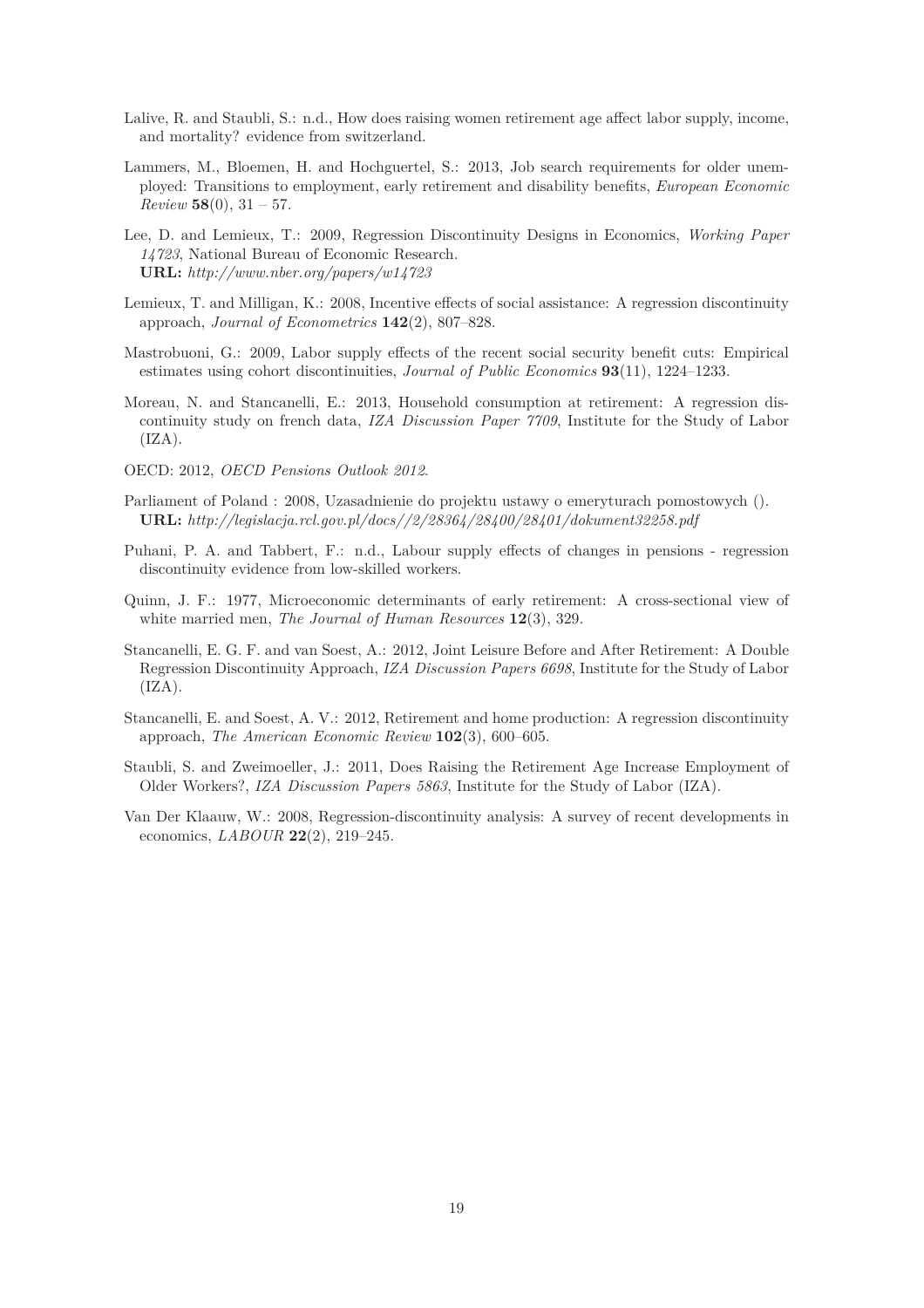Lalive, R. and Staubli, S.: n.d., How does raising women retirement age affect labor supply, income, and mortality? evidence from switzerland.

Lammers, M., Bloemen, H. and Hochguertel, S.: 2013, Job search requirements for older unemployed: Transitions to employment, early retirement and disability benefits, *European Economic Review* **58**(0), 31 – 57.

Lee, D. and Lemieux, T.: 2009, Regression Discontinuity Designs in Economics, *Working Paper 14723*, National Bureau of Economic Research.
**URL:** *http://www.nber.org/papers/w14723*

Lemieux, T. and Milligan, K.: 2008, Incentive effects of social assistance: A regression discontinuity approach, *Journal of Econometrics* **142**(2), 807–828.

Mastrobuoni, G.: 2009, Labor supply effects of the recent social security benefit cuts: Empirical estimates using cohort discontinuities, *Journal of Public Economics* **93**(11), 1224–1233.

Moreau, N. and Stancanelli, E.: 2013, Household consumption at retirement: A regression discontinuity study on french data, *IZA Discussion Paper 7709*, Institute for the Study of Labor (IZA).

OECD: 2012, *OECD Pensions Outlook 2012*.

Parliament of Poland : 2008, Uzasadnienie do projektu ustawy o emeryturach pomostowych ().
**URL:** *http://legislacja.rcl.gov.pl/docs//2/28364/28400/28401/dokument32258.pdf*

Puhani, P. A. and Tabbert, F.: n.d., Labour supply effects of changes in pensions - regression discontinuity evidence from low-skilled workers.

Quinn, J. F.: 1977, Microeconomic determinants of early retirement: A cross-sectional view of white married men, *The Journal of Human Resources* **12**(3), 329.

Stancanelli, E. G. F. and van Soest, A.: 2012, Joint Leisure Before and After Retirement: A Double Regression Discontinuity Approach, *IZA Discussion Papers 6698*, Institute for the Study of Labor (IZA).

Stancanelli, E. and Soest, A. V.: 2012, Retirement and home production: A regression discontinuity approach, *The American Economic Review* **102**(3), 600–605.

Staubli, S. and Zweimoeller, J.: 2011, Does Raising the Retirement Age Increase Employment of Older Workers?, *IZA Discussion Papers 5863*, Institute for the Study of Labor (IZA).

Van Der Klaauw, W.: 2008, Regression-discontinuity analysis: A survey of recent developments in economics, *LABOUR* **22**(2), 219–245.